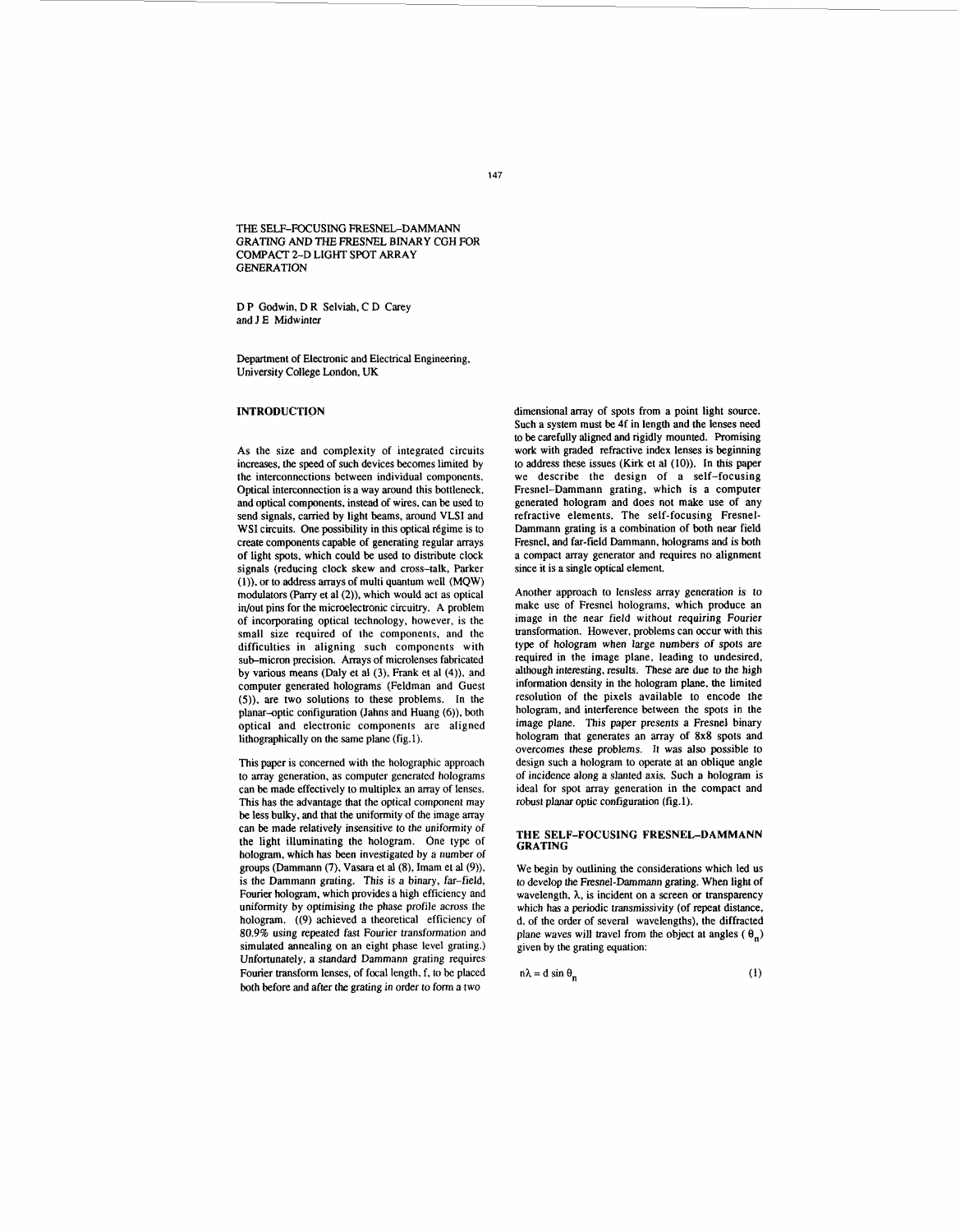# THE SELF-FOCUSING FRESNEL-DAMMANN GRATING AND THE FRESNEL BINARY CGH FOR COMPACT 2-D LIGHT SPOT ARRAY GENERATION

D P Godwin, D R Selviah, C D Carey and J E Midwinter

Department of Electronic and Electrical Engineering, University College London, UK

## INTRODUCTION

As the size and complexity of integrated circuits increases, the speed of such devices becomes limited by the interconnections between individual components. Optical interconnection is a way around this bottleneck, and optical components, instead of wires, can be used to send signals, carried by light beams, around VLSI and WSI circuits. One possibility in this optical régime is to create components capable of generating regular arrays of light spots, which could be used to distribute clock signals (reducing clock skew and cross-talk, Parker (1)), or to address arrays of multi quantum well (MQW) modulators (Parry et al (2)), which would act as optical in/out pins for the microelectronic circuitry. A problem of incorporating optical technology, however, is the small size required of the components, and the difficulties in aligning such components with sub-micron precision. Arrays of microlenses fabricated by various means (Daly et al (3), Frank et al (4)), and computer generated holograms (Feldman and Guest (5)), are two solutions to these problems. In the planar-optic configuration (Jahns and Huang (6)), both optical and electronic components are aligned lithographically on the same plane (fig.1).

This paper is concerned with the holographic approach to array generation, as computer generated holograms can be made effectively to multiplex an array of lenses. This has the advantage that the optical component may be less bulky, and that the uniformity of the image array can be made relatively insensitive to the uniformity of the light illuminating the hologram. One type of hologram, which has been investigated by a number of groups (Dammann (7), Vasara et al (8), Imam et al (9)), is the Dammann grating. This is a binary, far-field, Fourier hologram, which provides a high efficiency and uniformity by optimising the phase profile across the hologram. ((9) achieved a theoretical efficiency of 80.9% using repeated fast Fourier transformation and simulated annealing on an eight phase level grating.) Unfortunately, a standard Dammann grating requires Fourier transform lenses, of focal length, f, to be placed both before and after the grating in order to form a two dimensional array of spots from a point light source. Such a system must be 4f in length and the lenses need to be carefully aligned and rigidly mounted. Promising work with graded refractive index lenses is beginning to address these issues (Kirk et al (10)). In this paper we describe the design of a self-focusing Fresnel-Dammann grating, which is a computer generated hologram and does not make use of any refractive elements. The self-focusing Fresnel-Dammann grating is a combination of both near field Fresnel, and far-field Dammann, holograms and is both a compact array generator and requires no alignment since it is a single optical element.

Another approach to lensless array generation is to make use of Fresnel holograms, which produce an image in the near field without requiring Fourier transformation. However, problems can occur with this type of hologram when large numbers of spots are required in the image plane, leading to undesired, although interesting, results. These are due to the high information density in the hologram plane, the limited resolution of the pixels available to encode the hologram, and interference between the spots in the image plane. This paper presents a Fresnel binary hologram that generates an array of 8x8 spots and overcomes these problems. It was also possible to design such a hologram to operate at an oblique angle of incidence along a slanted axis. Such a hologram is ideal for spot array generation in the compact and robust planar optic configuration (fig.1).

## THE SELF-FOCUSING FRESNEL-DAMMANN GRATING

We begin by outlining the considerations which led us to develop the Fresnel-Dammann grating. When light of wavelength, $\lambda$, is incident on a screen or transparency which has a periodic transmissivity (of repeat distance, d, of the order of several wavelengths), the diffracted plane waves will travel from the object at angles ($\theta_n$) given by the grating equation:

$$n\lambda = d \sin \theta_n \tag{1}$$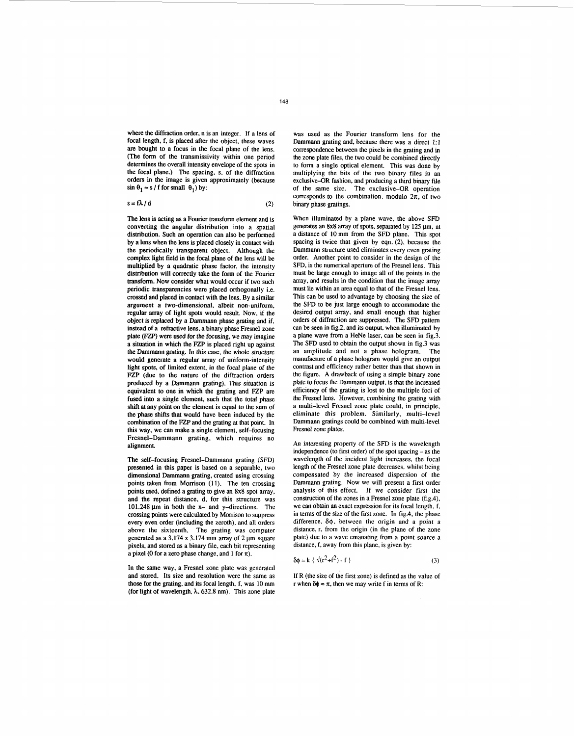where the diffraction order, n is an integer. If a lens of focal length, f, is placed after the object, these waves are bought to a focus in the focal plane of the lens. (The form of the transmissivity within one period determines the overall intensity envelope of the spots in the focal plane.) The spacing, s, of the diffraction orders in the image is given approximately (because $\sin \theta_1 \approx s / f$ for small $\theta_1$) by:

$$s = f\lambda / d \tag{2}$$

The lens is acting as a Fourier transform element and is converting the angular distribution into a spatial distribution. Such an operation can also be performed by a lens when the lens is placed closely in contact with the periodically transparent object. Although the complex light field in the focal plane of the lens will be multiplied by a quadratic phase factor, the intensity distribution will correctly take the form of the Fourier transform. Now consider what would occur if two such periodic transparencies were placed orthogonally i.e. crossed and placed in contact with the lens. By a similar argument a two-dimensional, albeit non-uniform, regular array of light spots would result. Now, if the object is replaced by a Dammann phase grating and if, instead of a refractive lens, a binary phase Fresnel zone plate (FZP) were used for the focusing, we may imagine a situation in which the FZP is placed right up against the Dammann grating. In this case, the whole structure would generate a regular array of uniform-intensity light spots, of limited extent, in the focal plane of the FZP (due to the nature of the diffraction orders produced by a Dammann grating). This situation is equivalent to one in which the grating and FZP are fused into a single element, such that the total phase shift at any point on the element is equal to the sum of the phase shifts that would have been induced by the combination of the FZP and the grating at that point. In this way, we can make a single element, self-focusing Fresnel-Dammann grating, which requires no alignment.

The self-focusing Fresnel-Dammann grating (SFD) presented in this paper is based on a separable, two dimensional Dammann grating, created using crossing points taken from Morrison (11). The ten crossing points used, defined a grating to give an 8x8 spot array, and the repeat distance, d, for this structure was 101.248 µm in both the x- and y-directions. The crossing points were calculated by Morrison to suppress every even order (including the zeroth), and all orders above the sixteenth. The grating was computer generated as a 3.174 x 3.174 mm array of 2 µm square pixels, and stored as a binary file, each bit representing a pixel (0 for a zero phase change, and 1 for $\pi$).

In the same way, a Fresnel zone plate was generated and stored. Its size and resolution were the same as those for the grating, and its focal length, f, was 10 mm (for light of wavelength, $\lambda$, 632.8 nm). This zone plate was used as the Fourier transform lens for the Dammann grating and, because there was a direct 1:1 correspondence between the pixels in the grating and in the zone plate files, the two could be combined directly to form a single optical element. This was done by multiplying the bits of the two binary files in an exclusive-OR fashion, and producing a third binary file of the same size. The exclusive-OR operation corresponds to the combination, modulo $2\pi$, of two binary phase gratings.

When illuminated by a plane wave, the above SFD generates an 8x8 array of spots, separated by 125 µm, at a distance of 10 mm from the SFD plane. This spot spacing is twice that given by eqn. (2), because the Dammann structure used eliminates every even grating order. Another point to consider in the design of the SFD, is the numerical aperture of the Fresnel lens. This must be large enough to image all of the points in the array, and results in the condition that the image array must lie within an area equal to that of the Fresnel lens. This can be used to advantage by choosing the size of the SFD to be just large enough to accommodate the desired output array, and small enough that higher orders of diffraction are suppressed. The SFD pattern can be seen in fig.2, and its output, when illuminated by a plane wave from a HeNe laser, can be seen in fig.3. The SFD used to obtain the output shown in fig.3 was an amplitude and not a phase hologram. The manufacture of a phase hologram would give an output contrast and efficiency rather better than that shown in the figure. A drawback of using a simple binary zone plate to focus the Dammann output, is that the increased efficiency of the grating is lost to the multiple foci of the Fresnel lens. However, combining the grating with a multi-level Fresnel zone plate could, in principle, eliminate this problem. Similarly, multi-level Dammann gratings could be combined with multi-level Fresnel zone plates.

An interesting property of the SFD is the wavelength independence (to first order) of the spot spacing – as the wavelength of the incident light increases, the focal length of the Fresnel zone plate decreases, whilst being compensated by the increased dispersion of the Dammann grating. Now we will present a first order analysis of this effect. If we consider first the construction of the zones in a Fresnel zone plate (fig.4), we can obtain an exact expression for its focal length, f, in terms of the size of the first zone. In fig.4, the phase difference, $\delta\phi$, between the origin and a point a distance, r, from the origin (in the plane of the zone plate) due to a wave emanating from a point source a distance, f, away from this plane, is given by:

$$\delta\phi = k \{ \sqrt{(r^2+f^2)} - f \} \tag{3}$$

If R (the size of the first zone) is defined as the value of r when $\delta\phi = \pi$, then we may write f in terms of R: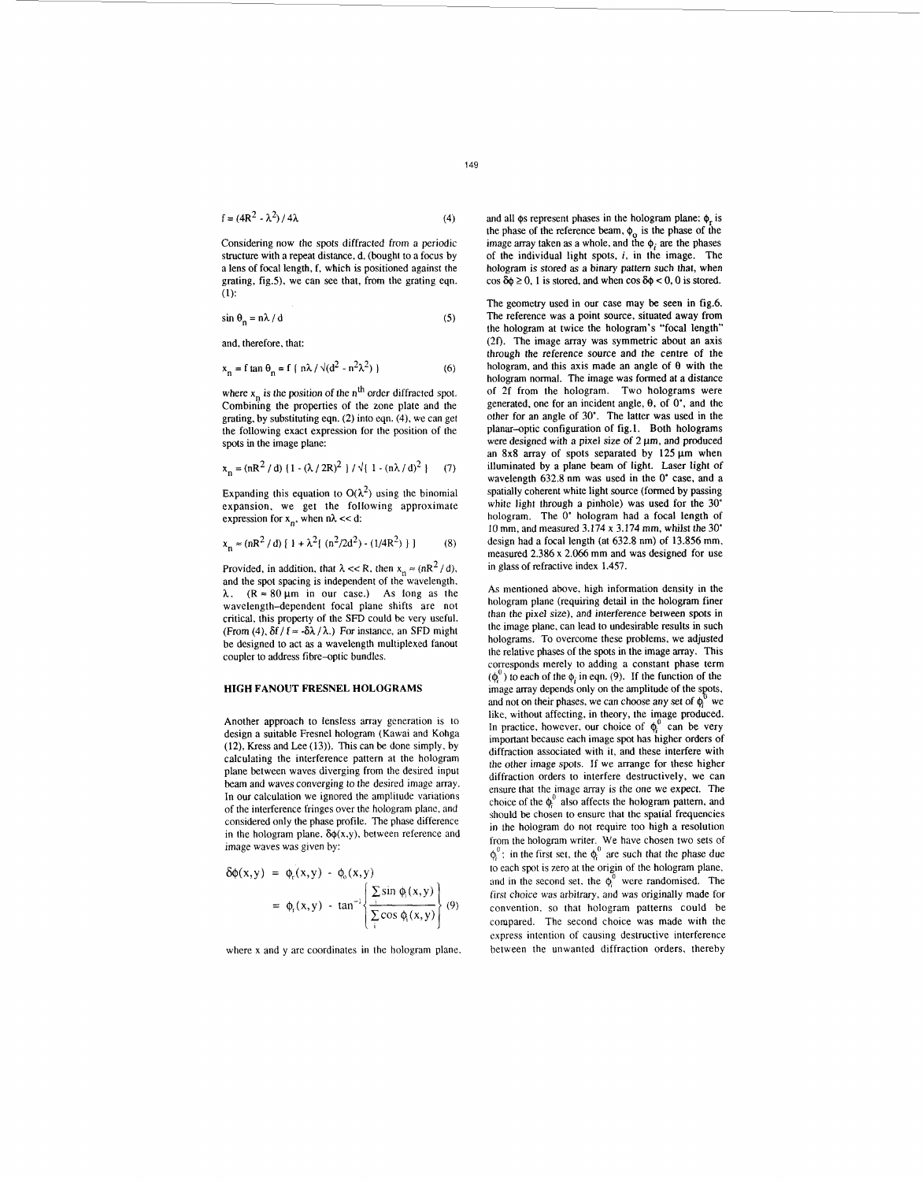$$f = (4R^2 - \lambda^2) / 4\lambda \tag{4}$$

Considering now the spots diffracted from a periodic structure with a repeat distance, d, (bought to a focus by a lens of focal length, f, which is positioned against the grating, fig.5), we can see that, from the grating eqn. (1):

$$\sin \theta_n = n\lambda / d \tag{5}$$

and, therefore, that:

$$x_n = f \tan \theta_n = f \{ n\lambda / \sqrt{(d^2 - n^2\lambda^2)} \} \tag{6}$$

where $x_n$ is the position of the $n^{th}$ order diffracted spot. Combining the properties of the zone plate and the grating, by substituting eqn. (2) into eqn. (4), we can get the following exact expression for the position of the spots in the image plane:

$$x_n = (nR^2 / d) \{ 1 - (\lambda / 2R)^2 \} / \sqrt{\{ 1 - (n\lambda / d)^2 \}} \tag{7}$$

Expanding this equation to $O(\lambda^2)$ using the binomial expansion, we get the following approximate expression for $x_n$, when $n\lambda << d$:

$$x_n \approx (nR^2 / d) \{ 1 + \lambda^2 [ (n^2/2d^2) - (1/4R^2) ] \} \tag{8}$$

Provided, in addition, that $\lambda << R$, then $x_n \approx (nR^2 / d)$, and the spot spacing is independent of the wavelength, $\lambda$. ($R = 80\ \mu m$ in our case.) As long as the wavelength-dependent focal plane shifts are not critical, this property of the SFD could be very useful. (From (4), $\delta f / f \approx -\delta\lambda / \lambda$.) For instance, an SFD might be designed to act as a wavelength multiplexed fanout coupler to address fibre-optic bundles.

## HIGH FANOUT FRESNEL HOLOGRAMS

Another approach to lensless array generation is to design a suitable Fresnel hologram (Kawai and Kohga (12), Kress and Lee (13)). This can be done simply, by calculating the interference pattern at the hologram plane between waves diverging from the desired input beam and waves converging to the desired image array. In our calculation we ignored the amplitude variations of the interference fringes over the hologram plane, and considered only the phase profile. The phase difference in the hologram plane, $\delta\phi(x,y)$, between reference and image waves was given by:

$$\delta\phi(x,y) = \phi_r(x,y) - \phi_o(x,y) = \phi_r(x,y) - \tan^{-1}\left\{ \frac{\sum_i \sin \phi_i(x,y)}{\sum_i \cos \phi_i(x,y)} \right\} \tag{9}$$

where x and y are coordinates in the hologram plane, and all $\phi$s represent phases in the hologram plane; $\phi_r$ is the phase of the reference beam, $\phi_o$ is the phase of the image array taken as a whole, and the $\phi_i$ are the phases of the individual light spots, $i$, in the image. The hologram is stored as a binary pattern such that, when $\cos \delta\phi \geq 0$, 1 is stored, and when $\cos \delta\phi < 0$, 0 is stored.

The geometry used in our case may be seen in fig.6. The reference was a point source, situated away from the hologram at twice the hologram's "focal length" (2f). The image array was symmetric about an axis through the reference source and the centre of the hologram, and this axis made an angle of $\theta$ with the hologram normal. The image was formed at a distance of 2f from the hologram. Two holograms were generated, one for an incident angle, $\theta$, of 0°, and the other for an angle of 30°. The latter was used in the planar-optic configuration of fig.1. Both holograms were designed with a pixel size of 2 µm, and produced an 8x8 array of spots separated by 125 µm when illuminated by a plane beam of light. Laser light of wavelength 632.8 nm was used in the 0° case, and a spatially coherent white light source (formed by passing white light through a pinhole) was used for the 30° hologram. The 0° hologram had a focal length of 10 mm, and measured 3.174 x 3.174 mm, whilst the 30° design had a focal length (at 632.8 nm) of 13.856 mm, measured 2.386 x 2.066 mm and was designed for use in glass of refractive index 1.457.

As mentioned above, high information density in the hologram plane (requiring detail in the hologram finer than the pixel size), and interference between spots in the image plane, can lead to undesirable results in such holograms. To overcome these problems, we adjusted the relative phases of the spots in the image array. This corresponds merely to adding a constant phase term ($\phi_i^0$) to each of the $\phi_i$ in eqn. (9). If the function of the image array depends only on the amplitude of the spots, and not on their phases, we can choose any set of $\phi_i^0$ we like, without affecting, in theory, the image produced. In practice, however, our choice of $\phi_i^0$ can be very important because each image spot has higher orders of diffraction associated with it, and these interfere with the other image spots. If we arrange for these higher diffraction orders to interfere destructively, we can ensure that the image array is the one we expect. The choice of the $\phi_i^0$ also affects the hologram pattern, and should be chosen to ensure that the spatial frequencies in the hologram do not require too high a resolution from the hologram writer. We have chosen two sets of $\phi_i^0$; in the first set, the $\phi_i^0$ are such that the phase due to each spot is zero at the origin of the hologram plane, and in the second set, the $\phi_i^0$ were randomised. The first choice was arbitrary, and was originally made for convention, so that hologram patterns could be compared. The second choice was made with the express intention of causing destructive interference between the unwanted diffraction orders, thereby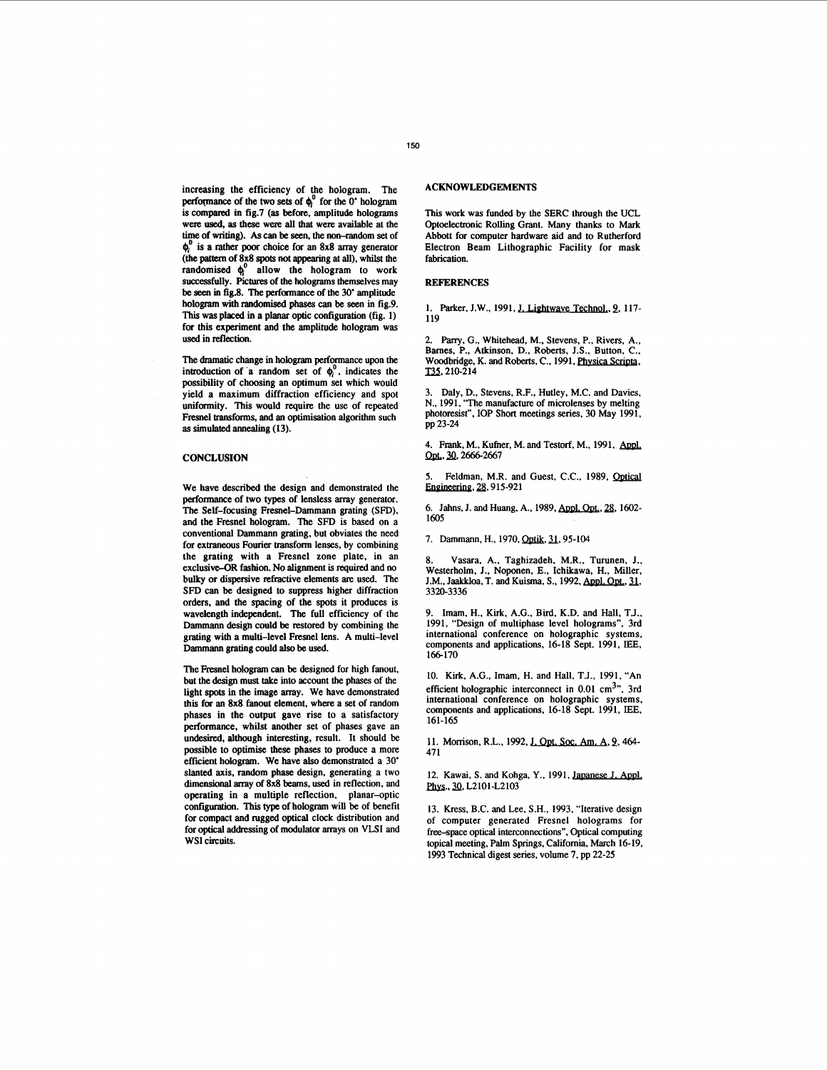increasing the efficiency of the hologram. The performance of the two sets of $\phi_i^0$ for the 0° hologram is compared in fig.7 (as before, amplitude holograms were used, as these were all that were available at the time of writing). As can be seen, the non–random set of $\phi_i^0$ is a rather poor choice for an 8x8 array generator (the pattern of 8x8 spots not appearing at all), whilst the randomised $\phi_i^0$ allow the hologram to work successfully. Pictures of the holograms themselves may be seen in fig.8. The performance of the 30° amplitude hologram with randomised phases can be seen in fig.9. This was placed in a planar optic configuration (fig. 1) for this experiment and the amplitude hologram was used in reflection.

The dramatic change in hologram performance upon the introduction of a random set of $\phi_i^0$, indicates the possibility of choosing an optimum set which would yield a maximum diffraction efficiency and spot uniformity. This would require the use of repeated Fresnel transforms, and an optimisation algorithm such as simulated annealing (13).

## CONCLUSION

We have described the design and demonstrated the performance of two types of lensless array generator. The Self–focusing Fresnel–Dammann grating (SFD), and the Fresnel hologram. The SFD is based on a conventional Dammann grating, but obviates the need for extraneous Fourier transform lenses, by combining the grating with a Fresnel zone plate, in an exclusive–OR fashion. No alignment is required and no bulky or dispersive refractive elements are used. The SFD can be designed to suppress higher diffraction orders, and the spacing of the spots it produces is wavelength independent. The full efficiency of the Dammann design could be restored by combining the grating with a multi–level Fresnel lens. A multi–level Dammann grating could also be used.

The Fresnel hologram can be designed for high fanout, but the design must take into account the phases of the light spots in the image array. We have demonstrated this for an 8x8 fanout element, where a set of random phases in the output gave rise to a satisfactory performance, whilst another set of phases gave an undesired, although interesting, result. It should be possible to optimise these phases to produce a more efficient hologram. We have also demonstrated a 30° slanted axis, random phase design, generating a two dimensional array of 8x8 beams, used in reflection, and operating in a multiple reflection, planar–optic configuration. This type of hologram will be of benefit for compact and rugged optical clock distribution and for optical addressing of modulator arrays on VLSI and WSI circuits.

## ACKNOWLEDGEMENTS

This work was funded by the SERC through the UCL Optoelectronic Rolling Grant. Many thanks to Mark Abbott for computer hardware aid and to Rutherford Electron Beam Lithographic Facility for mask fabrication.

## REFERENCES

1. Parker, J.W., 1991, J. Lightwave Technol., 9, 117-119

2. Parry, G., Whitehead, M., Stevens, P., Rivers, A., Barnes, P., Atkinson, D., Roberts, J.S., Button, C., Woodbridge, K. and Roberts, C., 1991, Physica Scripta, T35, 210-214

3. Daly, D., Stevens, R.F., Hutley, M.C. and Davies, N., 1991, "The manufacture of microlenses by melting photoresist", IOP Short meetings series, 30 May 1991, pp 23-24

4. Frank, M., Kufner, M. and Testorf, M., 1991, Appl. Opt., 30, 2666-2667

5. Feldman, M.R. and Guest, C.C., 1989, Optical Engineering, 28, 915-921

6. Jahns, J. and Huang, A., 1989, Appl. Opt., 28, 1602-1605

7. Dammann, H., 1970, Optik, 31, 95-104

8. Vasara, A., Taghizadeh, M.R., Turunen, J., Westerholm, J., Noponen, E., Ichikawa, H., Miller, J.M., Jaakkloa, T. and Kuisma, S., 1992, Appl. Opt., 31, 3320-3336

9. Imam, H., Kirk, A.G., Bird, K.D. and Hall, T.J., 1991, "Design of multiphase level holograms", 3rd international conference on holographic systems, components and applications, 16-18 Sept. 1991, IEE, 166-170

10. Kirk, A.G., Imam, H. and Hall, T.J., 1991, "An efficient holographic interconnect in 0.01 $cm^3$", 3rd international conference on holographic systems, components and applications, 16-18 Sept. 1991, IEE, 161-165

11. Morrison, R.L., 1992, J. Opt. Soc. Am. A, 9, 464-471

12. Kawai, S. and Kohga, Y., 1991, Japanese J. Appl. Phys., 30, L2101-L2103

13. Kress, B.C. and Lee, S.H., 1993, "Iterative design of computer generated Fresnel holograms for free–space optical interconnections", Optical computing topical meeting, Palm Springs, California, March 16-19, 1993 Technical digest series, volume 7, pp 22-25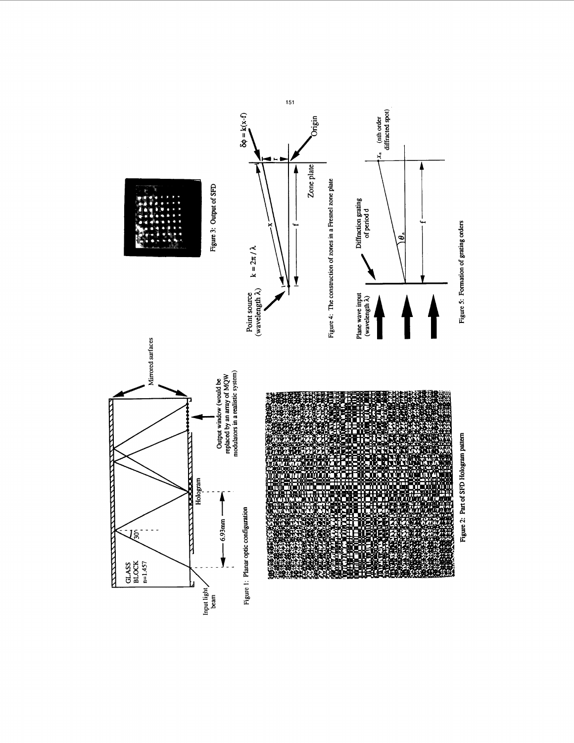Figure 1: Planar optic configuration

Figure 2: Part of SFD Hologram pattern

Figure 3: Output of SFD

Figure 4: The construction of zones in a Fresnel zone plate

Figure 5: Formation of grating orders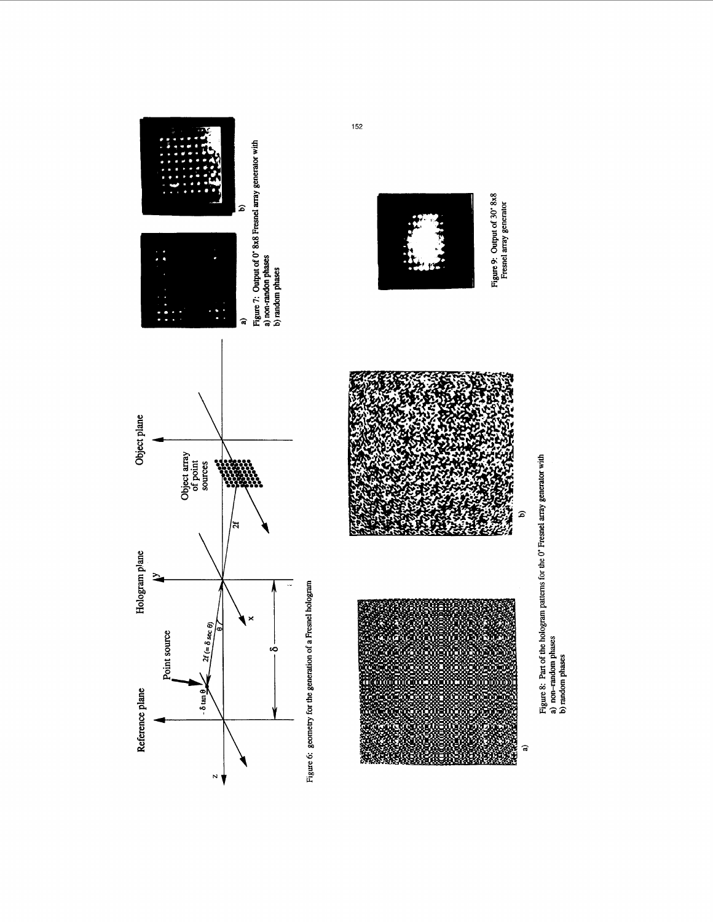Reference plane

Hologram plane

Object plane

Point source

$-\delta \tan\theta$

$2f\ (= \delta \sec\theta)$

$\theta$

$\delta$

$2f$

Object array of point sources

z

y

x

Figure 6: geometry for the generation of a Fresnel hologram

a)

b)

Figure 7: Output of 0° 8x8 Fresnel array generator with
a) non-randon phases
b) random phases

a)

b)

Figure 8: Part of the hologram patterns for the 0° Fresnel array generator with
a) non-random phases
b) random phases

Figure 9: Output of 30° 8x8 Fresnel array generator